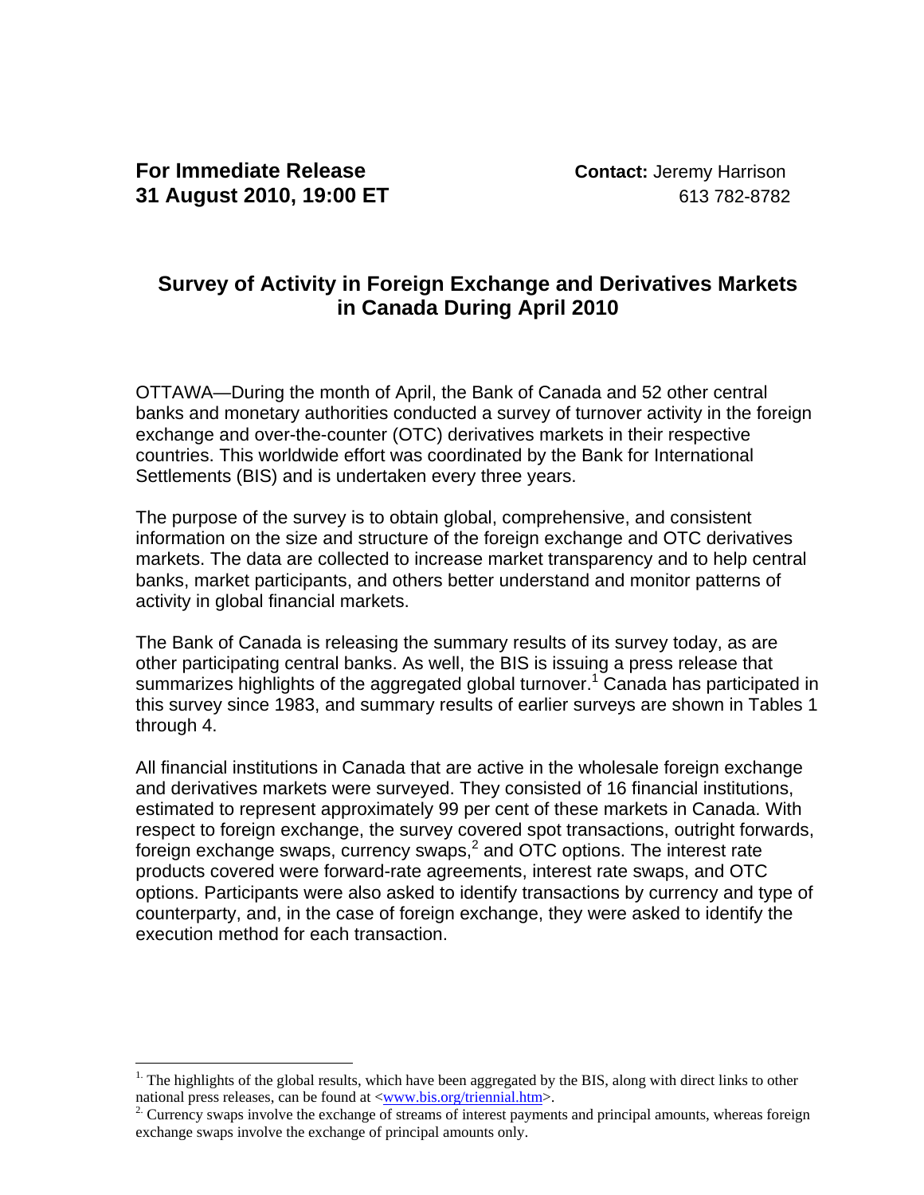**For Immediate Release**
**31 August 2010, 19:00 ET**

**Contact:** Jeremy Harrison
613 782-8782

## Survey of Activity in Foreign Exchange and Derivatives Markets in Canada During April 2010

OTTAWA—During the month of April, the Bank of Canada and 52 other central banks and monetary authorities conducted a survey of turnover activity in the foreign exchange and over-the-counter (OTC) derivatives markets in their respective countries. This worldwide effort was coordinated by the Bank for International Settlements (BIS) and is undertaken every three years.

The purpose of the survey is to obtain global, comprehensive, and consistent information on the size and structure of the foreign exchange and OTC derivatives markets. The data are collected to increase market transparency and to help central banks, market participants, and others better understand and monitor patterns of activity in global financial markets.

The Bank of Canada is releasing the summary results of its survey today, as are other participating central banks. As well, the BIS is issuing a press release that summarizes highlights of the aggregated global turnover.[1] Canada has participated in this survey since 1983, and summary results of earlier surveys are shown in Tables 1 through 4.

All financial institutions in Canada that are active in the wholesale foreign exchange and derivatives markets were surveyed. They consisted of 16 financial institutions, estimated to represent approximately 99 per cent of these markets in Canada. With respect to foreign exchange, the survey covered spot transactions, outright forwards, foreign exchange swaps, currency swaps,[2] and OTC options. The interest rate products covered were forward-rate agreements, interest rate swaps, and OTC options. Participants were also asked to identify transactions by currency and type of counterparty, and, in the case of foreign exchange, they were asked to identify the execution method for each transaction.

---

[1] The highlights of the global results, which have been aggregated by the BIS, along with direct links to other national press releases, can be found at <www.bis.org/triennial.htm>.

[2] Currency swaps involve the exchange of streams of interest payments and principal amounts, whereas foreign exchange swaps involve the exchange of principal amounts only.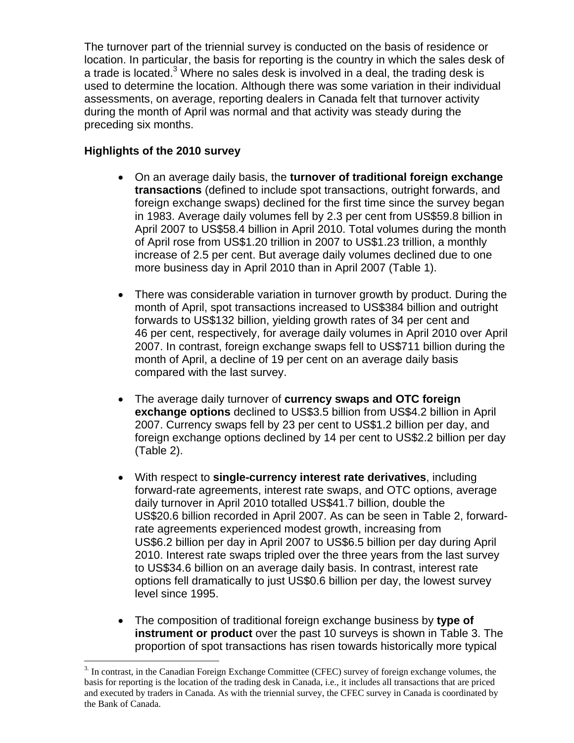The turnover part of the triennial survey is conducted on the basis of residence or location. In particular, the basis for reporting is the country in which the sales desk of a trade is located.[3] Where no sales desk is involved in a deal, the trading desk is used to determine the location. Although there was some variation in their individual assessments, on average, reporting dealers in Canada felt that turnover activity during the month of April was normal and that activity was steady during the preceding six months.

**Highlights of the 2010 survey**

- On an average daily basis, the **turnover of traditional foreign exchange transactions** (defined to include spot transactions, outright forwards, and foreign exchange swaps) declined for the first time since the survey began in 1983. Average daily volumes fell by 2.3 per cent from US$59.8 billion in April 2007 to US$58.4 billion in April 2010. Total volumes during the month of April rose from US$1.20 trillion in 2007 to US$1.23 trillion, a monthly increase of 2.5 per cent. But average daily volumes declined due to one more business day in April 2010 than in April 2007 (Table 1).

- There was considerable variation in turnover growth by product. During the month of April, spot transactions increased to US$384 billion and outright forwards to US$132 billion, yielding growth rates of 34 per cent and 46 per cent, respectively, for average daily volumes in April 2010 over April 2007. In contrast, foreign exchange swaps fell to US$711 billion during the month of April, a decline of 19 per cent on an average daily basis compared with the last survey.

- The average daily turnover of **currency swaps and OTC foreign exchange options** declined to US$3.5 billion from US$4.2 billion in April 2007. Currency swaps fell by 23 per cent to US$1.2 billion per day, and foreign exchange options declined by 14 per cent to US$2.2 billion per day (Table 2).

- With respect to **single-currency interest rate derivatives**, including forward-rate agreements, interest rate swaps, and OTC options, average daily turnover in April 2010 totalled US$41.7 billion, double the US$20.6 billion recorded in April 2007. As can be seen in Table 2, forward-rate agreements experienced modest growth, increasing from US$6.2 billion per day in April 2007 to US$6.5 billion per day during April 2010. Interest rate swaps tripled over the three years from the last survey to US$34.6 billion on an average daily basis. In contrast, interest rate options fell dramatically to just US$0.6 billion per day, the lowest survey level since 1995.

- The composition of traditional foreign exchange business by **type of instrument or product** over the past 10 surveys is shown in Table 3. The proportion of spot transactions has risen towards historically more typical

[3] In contrast, in the Canadian Foreign Exchange Committee (CFEC) survey of foreign exchange volumes, the basis for reporting is the location of the trading desk in Canada, i.e., it includes all transactions that are priced and executed by traders in Canada. As with the triennial survey, the CFEC survey in Canada is coordinated by the Bank of Canada.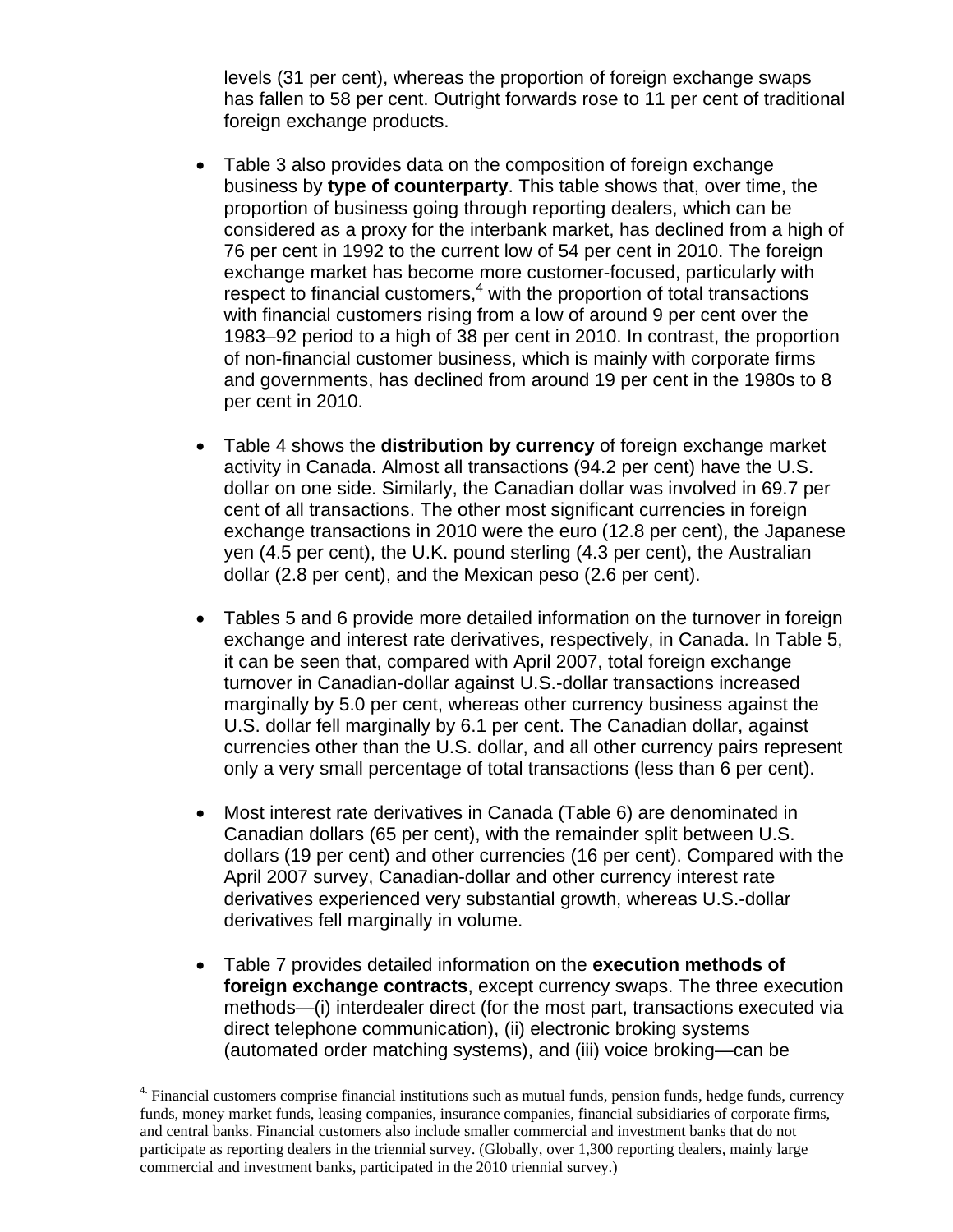levels (31 per cent), whereas the proportion of foreign exchange swaps has fallen to 58 per cent. Outright forwards rose to 11 per cent of traditional foreign exchange products.

- Table 3 also provides data on the composition of foreign exchange business by **type of counterparty**. This table shows that, over time, the proportion of business going through reporting dealers, which can be considered as a proxy for the interbank market, has declined from a high of 76 per cent in 1992 to the current low of 54 per cent in 2010. The foreign exchange market has become more customer-focused, particularly with respect to financial customers,[4] with the proportion of total transactions with financial customers rising from a low of around 9 per cent over the 1983–92 period to a high of 38 per cent in 2010. In contrast, the proportion of non-financial customer business, which is mainly with corporate firms and governments, has declined from around 19 per cent in the 1980s to 8 per cent in 2010.

- Table 4 shows the **distribution by currency** of foreign exchange market activity in Canada. Almost all transactions (94.2 per cent) have the U.S. dollar on one side. Similarly, the Canadian dollar was involved in 69.7 per cent of all transactions. The other most significant currencies in foreign exchange transactions in 2010 were the euro (12.8 per cent), the Japanese yen (4.5 per cent), the U.K. pound sterling (4.3 per cent), the Australian dollar (2.8 per cent), and the Mexican peso (2.6 per cent).

- Tables 5 and 6 provide more detailed information on the turnover in foreign exchange and interest rate derivatives, respectively, in Canada. In Table 5, it can be seen that, compared with April 2007, total foreign exchange turnover in Canadian-dollar against U.S.-dollar transactions increased marginally by 5.0 per cent, whereas other currency business against the U.S. dollar fell marginally by 6.1 per cent. The Canadian dollar, against currencies other than the U.S. dollar, and all other currency pairs represent only a very small percentage of total transactions (less than 6 per cent).

- Most interest rate derivatives in Canada (Table 6) are denominated in Canadian dollars (65 per cent), with the remainder split between U.S. dollars (19 per cent) and other currencies (16 per cent). Compared with the April 2007 survey, Canadian-dollar and other currency interest rate derivatives experienced very substantial growth, whereas U.S.-dollar derivatives fell marginally in volume.

- Table 7 provides detailed information on the **execution methods of foreign exchange contracts**, except currency swaps. The three execution methods—(i) interdealer direct (for the most part, transactions executed via direct telephone communication), (ii) electronic broking systems (automated order matching systems), and (iii) voice broking—can be

[4] Financial customers comprise financial institutions such as mutual funds, pension funds, hedge funds, currency funds, money market funds, leasing companies, insurance companies, financial subsidiaries of corporate firms, and central banks. Financial customers also include smaller commercial and investment banks that do not participate as reporting dealers in the triennial survey. (Globally, over 1,300 reporting dealers, mainly large commercial and investment banks, participated in the 2010 triennial survey.)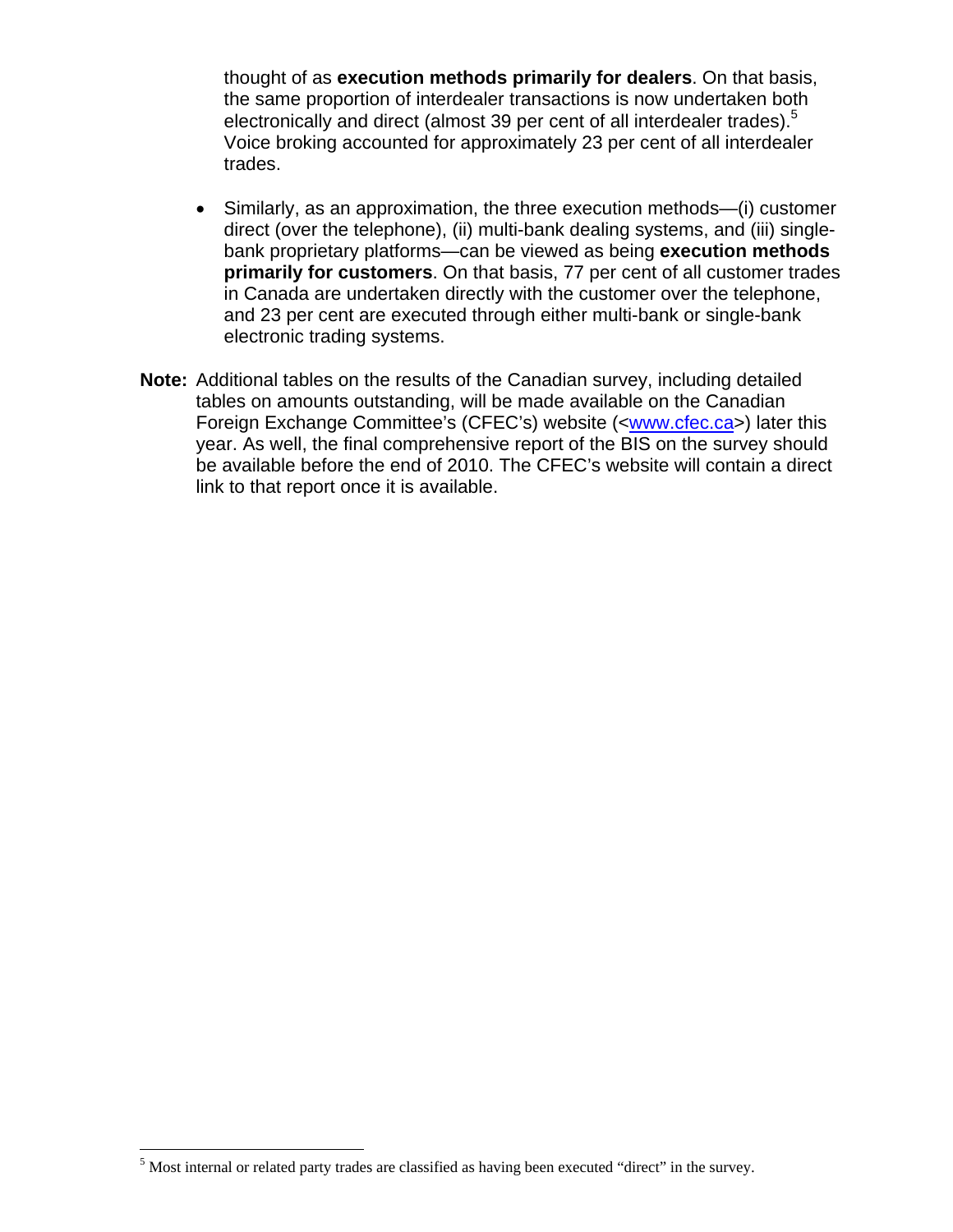thought of as **execution methods primarily for dealers**. On that basis, the same proportion of interdealer transactions is now undertaken both electronically and direct (almost 39 per cent of all interdealer trades).[5] Voice broking accounted for approximately 23 per cent of all interdealer trades.

- Similarly, as an approximation, the three execution methods—(i) customer direct (over the telephone), (ii) multi-bank dealing systems, and (iii) single-bank proprietary platforms—can be viewed as being **execution methods primarily for customers**. On that basis, 77 per cent of all customer trades in Canada are undertaken directly with the customer over the telephone, and 23 per cent are executed through either multi-bank or single-bank electronic trading systems.

**Note:** Additional tables on the results of the Canadian survey, including detailed tables on amounts outstanding, will be made available on the Canadian Foreign Exchange Committee's (CFEC's) website (<www.cfec.ca>) later this year. As well, the final comprehensive report of the BIS on the survey should be available before the end of 2010. The CFEC's website will contain a direct link to that report once it is available.

[5] Most internal or related party trades are classified as having been executed "direct" in the survey.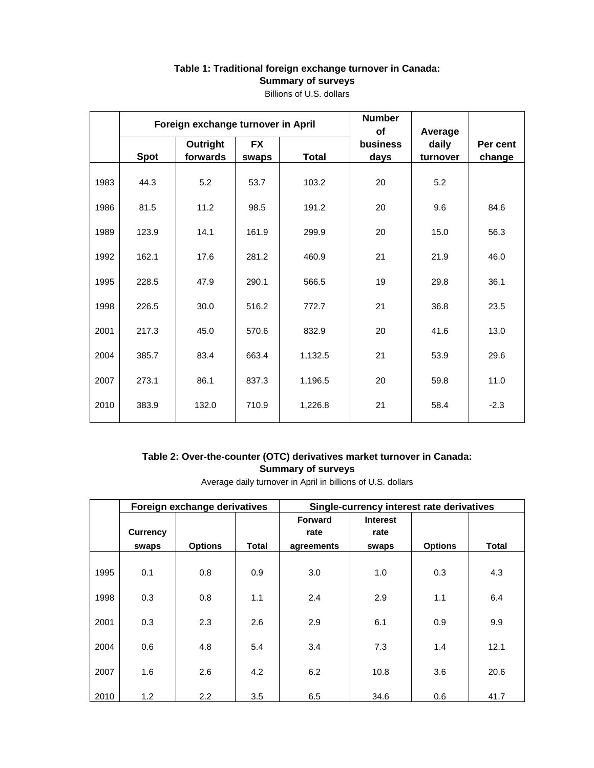**Table 1: Traditional foreign exchange turnover in Canada: Summary of surveys**

Billions of U.S. dollars

| | Foreign exchange turnover in April | | | | Number of business days | Average daily turnover | Per cent change |
|---|---|---|---|---|---|---|---|
| | Spot | Outright forwards | FX swaps | Total | | | |
| 1983 | 44.3 | 5.2 | 53.7 | 103.2 | 20 | 5.2 | |
| 1986 | 81.5 | 11.2 | 98.5 | 191.2 | 20 | 9.6 | 84.6 |
| 1989 | 123.9 | 14.1 | 161.9 | 299.9 | 20 | 15.0 | 56.3 |
| 1992 | 162.1 | 17.6 | 281.2 | 460.9 | 21 | 21.9 | 46.0 |
| 1995 | 228.5 | 47.9 | 290.1 | 566.5 | 19 | 29.8 | 36.1 |
| 1998 | 226.5 | 30.0 | 516.2 | 772.7 | 21 | 36.8 | 23.5 |
| 2001 | 217.3 | 45.0 | 570.6 | 832.9 | 20 | 41.6 | 13.0 |
| 2004 | 385.7 | 83.4 | 663.4 | 1,132.5 | 21 | 53.9 | 29.6 |
| 2007 | 273.1 | 86.1 | 837.3 | 1,196.5 | 20 | 59.8 | 11.0 |
| 2010 | 383.9 | 132.0 | 710.9 | 1,226.8 | 21 | 58.4 | -2.3 |

**Table 2: Over-the-counter (OTC) derivatives market turnover in Canada: Summary of surveys**

Average daily turnover in April in billions of U.S. dollars

| | Foreign exchange derivatives | | | Single-currency interest rate derivatives | | | |
|---|---|---|---|---|---|---|---|
| | Currency swaps | Options | Total | Forward rate agreements | Interest rate swaps | Options | Total |
| 1995 | 0.1 | 0.8 | 0.9 | 3.0 | 1.0 | 0.3 | 4.3 |
| 1998 | 0.3 | 0.8 | 1.1 | 2.4 | 2.9 | 1.1 | 6.4 |
| 2001 | 0.3 | 2.3 | 2.6 | 2.9 | 6.1 | 0.9 | 9.9 |
| 2004 | 0.6 | 4.8 | 5.4 | 3.4 | 7.3 | 1.4 | 12.1 |
| 2007 | 1.6 | 2.6 | 4.2 | 6.2 | 10.8 | 3.6 | 20.6 |
| 2010 | 1.2 | 2.2 | 3.5 | 6.5 | 34.6 | 0.6 | 41.7 |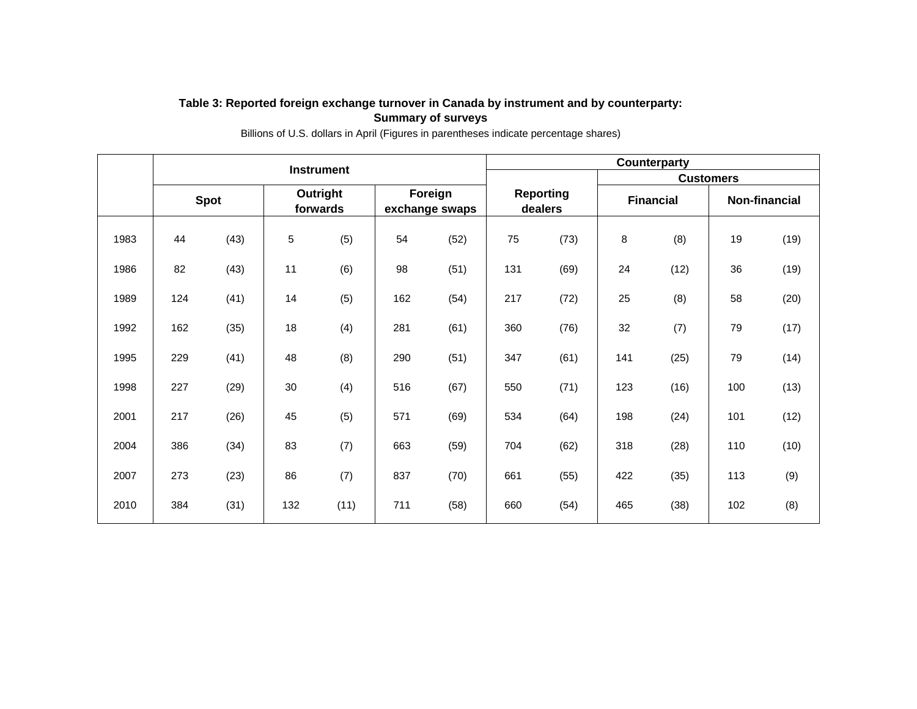**Table 3: Reported foreign exchange turnover in Canada by instrument and by counterparty: Summary of surveys**

Billions of U.S. dollars in April (Figures in parentheses indicate percentage shares)

| | Instrument | | | | | | Counterparty | | | | | |
|---|---|---|---|---|---|---|---|---|---|---|---|---|
| | | | | | | | | | Customers | | | |
| | Spot | | Outright forwards | | Foreign exchange swaps | | Reporting dealers | | Financial | | Non-financial | |
| 1983 | 44 | (43) | 5 | (5) | 54 | (52) | 75 | (73) | 8 | (8) | 19 | (19) |
| 1986 | 82 | (43) | 11 | (6) | 98 | (51) | 131 | (69) | 24 | (12) | 36 | (19) |
| 1989 | 124 | (41) | 14 | (5) | 162 | (54) | 217 | (72) | 25 | (8) | 58 | (20) |
| 1992 | 162 | (35) | 18 | (4) | 281 | (61) | 360 | (76) | 32 | (7) | 79 | (17) |
| 1995 | 229 | (41) | 48 | (8) | 290 | (51) | 347 | (61) | 141 | (25) | 79 | (14) |
| 1998 | 227 | (29) | 30 | (4) | 516 | (67) | 550 | (71) | 123 | (16) | 100 | (13) |
| 2001 | 217 | (26) | 45 | (5) | 571 | (69) | 534 | (64) | 198 | (24) | 101 | (12) |
| 2004 | 386 | (34) | 83 | (7) | 663 | (59) | 704 | (62) | 318 | (28) | 110 | (10) |
| 2007 | 273 | (23) | 86 | (7) | 837 | (70) | 661 | (55) | 422 | (35) | 113 | (9) |
| 2010 | 384 | (31) | 132 | (11) | 711 | (58) | 660 | (54) | 465 | (38) | 102 | (8) |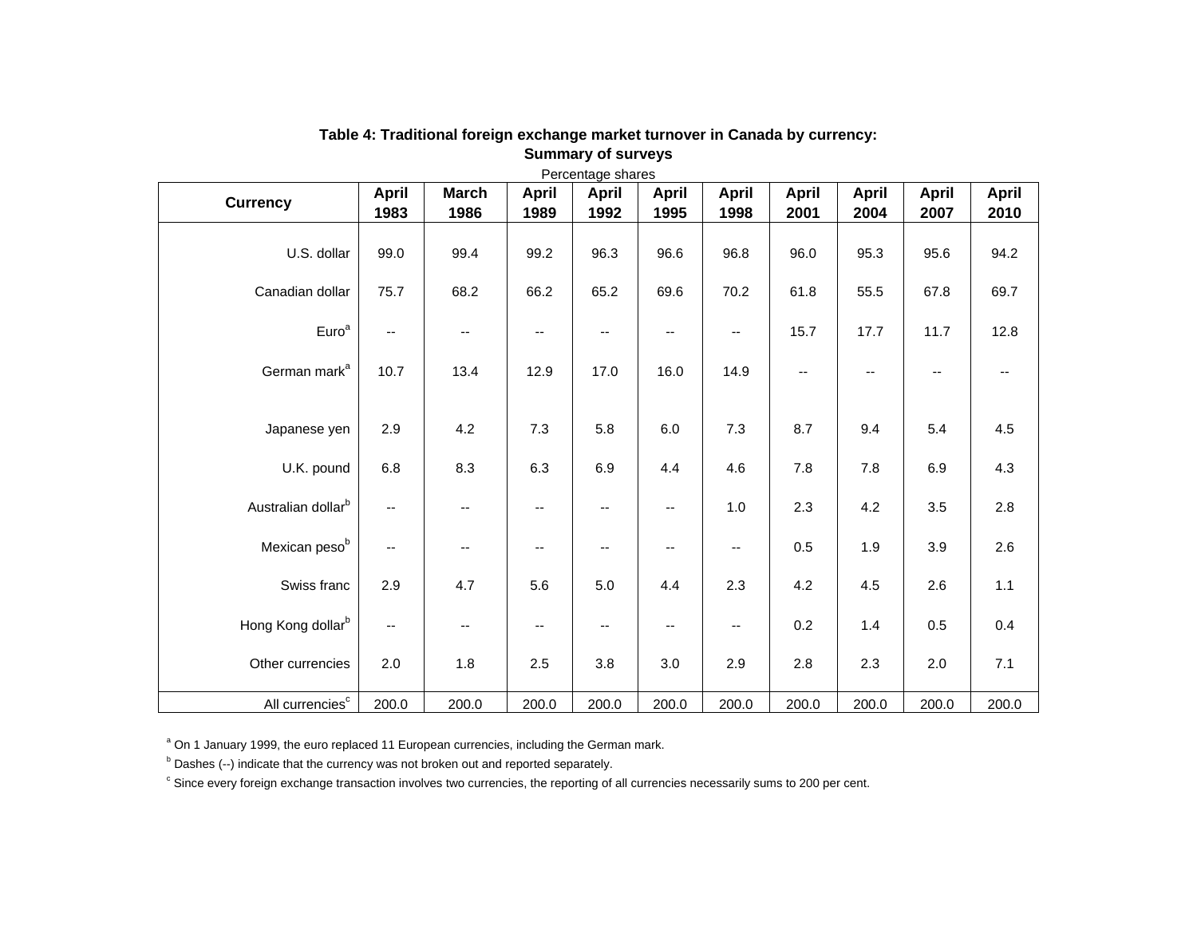**Table 4: Traditional foreign exchange market turnover in Canada by currency: Summary of surveys**

Percentage shares

| Currency | April 1983 | March 1986 | April 1989 | April 1992 | April 1995 | April 1998 | April 2001 | April 2004 | April 2007 | April 2010 |
|---|---|---|---|---|---|---|---|---|---|---|
| U.S. dollar | 99.0 | 99.4 | 99.2 | 96.3 | 96.6 | 96.8 | 96.0 | 95.3 | 95.6 | 94.2 |
| Canadian dollar | 75.7 | 68.2 | 66.2 | 65.2 | 69.6 | 70.2 | 61.8 | 55.5 | 67.8 | 69.7 |
| Euro[a] | -- | -- | -- | -- | -- | -- | 15.7 | 17.7 | 11.7 | 12.8 |
| German mark[a] | 10.7 | 13.4 | 12.9 | 17.0 | 16.0 | 14.9 | -- | -- | -- | -- |
| Japanese yen | 2.9 | 4.2 | 7.3 | 5.8 | 6.0 | 7.3 | 8.7 | 9.4 | 5.4 | 4.5 |
| U.K. pound | 6.8 | 8.3 | 6.3 | 6.9 | 4.4 | 4.6 | 7.8 | 7.8 | 6.9 | 4.3 |
| Australian dollar[b] | -- | -- | -- | -- | -- | 1.0 | 2.3 | 4.2 | 3.5 | 2.8 |
| Mexican peso[b] | -- | -- | -- | -- | -- | -- | 0.5 | 1.9 | 3.9 | 2.6 |
| Swiss franc | 2.9 | 4.7 | 5.6 | 5.0 | 4.4 | 2.3 | 4.2 | 4.5 | 2.6 | 1.1 |
| Hong Kong dollar[b] | -- | -- | -- | -- | -- | -- | 0.2 | 1.4 | 0.5 | 0.4 |
| Other currencies | 2.0 | 1.8 | 2.5 | 3.8 | 3.0 | 2.9 | 2.8 | 2.3 | 2.0 | 7.1 |
| All currencies[c] | 200.0 | 200.0 | 200.0 | 200.0 | 200.0 | 200.0 | 200.0 | 200.0 | 200.0 | 200.0 |

[a] On 1 January 1999, the euro replaced 11 European currencies, including the German mark.

[b] Dashes (--) indicate that the currency was not broken out and reported separately.

[c] Since every foreign exchange transaction involves two currencies, the reporting of all currencies necessarily sums to 200 per cent.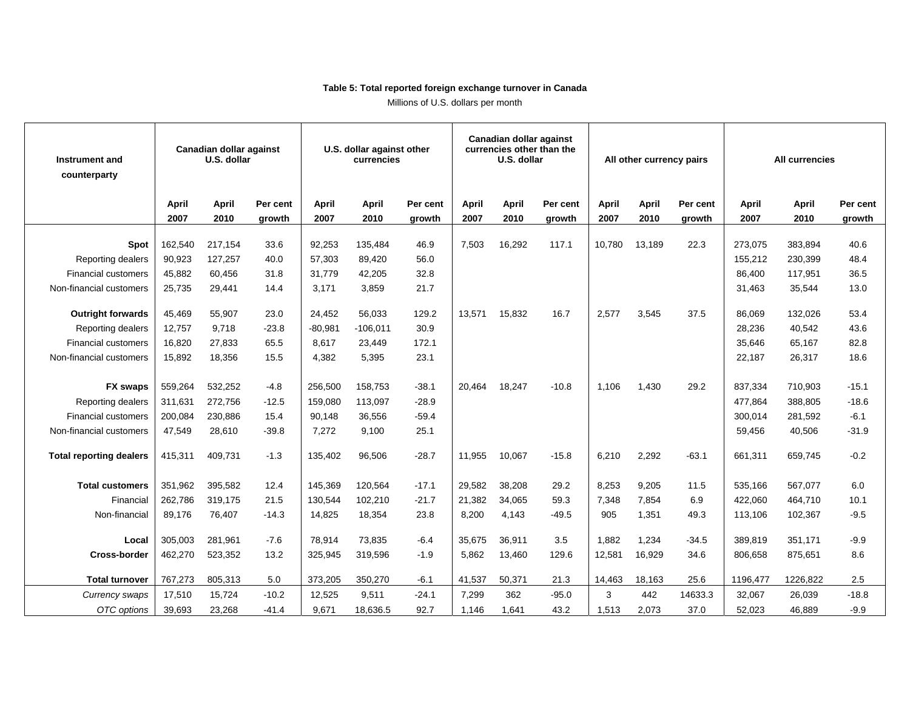**Table 5: Total reported foreign exchange turnover in Canada**

Millions of U.S. dollars per month

| Instrument and counterparty | Canadian dollar against U.S. dollar | | | U.S. dollar against other currencies | | | Canadian dollar against currencies other than the U.S. dollar | | | All other currency pairs | | | All currencies | | |
|---|---|---|---|---|---|---|---|---|---|---|---|---|---|---|---|
| | April 2007 | April 2010 | Per cent growth | April 2007 | April 2010 | Per cent growth | April 2007 | April 2010 | Per cent growth | April 2007 | April 2010 | Per cent growth | April 2007 | April 2010 | Per cent growth |
| **Spot** | 162,540 | 217,154 | 33.6 | 92,253 | 135,484 | 46.9 | 7,503 | 16,292 | 117.1 | 10,780 | 13,189 | 22.3 | 273,075 | 383,894 | 40.6 |
| Reporting dealers | 90,923 | 127,257 | 40.0 | 57,303 | 89,420 | 56.0 | | | | | | | 155,212 | 230,399 | 48.4 |
| Financial customers | 45,882 | 60,456 | 31.8 | 31,779 | 42,205 | 32.8 | | | | | | | 86,400 | 117,951 | 36.5 |
| Non-financial customers | 25,735 | 29,441 | 14.4 | 3,171 | 3,859 | 21.7 | | | | | | | 31,463 | 35,544 | 13.0 |
| **Outright forwards** | 45,469 | 55,907 | 23.0 | 24,452 | 56,033 | 129.2 | 13,571 | 15,832 | 16.7 | 2,577 | 3,545 | 37.5 | 86,069 | 132,026 | 53.4 |
| Reporting dealers | 12,757 | 9,718 | -23.8 | -80,981 | -106,011 | 30.9 | | | | | | | 28,236 | 40,542 | 43.6 |
| Financial customers | 16,820 | 27,833 | 65.5 | 8,617 | 23,449 | 172.1 | | | | | | | 35,646 | 65,167 | 82.8 |
| Non-financial customers | 15,892 | 18,356 | 15.5 | 4,382 | 5,395 | 23.1 | | | | | | | 22,187 | 26,317 | 18.6 |
| **FX swaps** | 559,264 | 532,252 | -4.8 | 256,500 | 158,753 | -38.1 | 20,464 | 18,247 | -10.8 | 1,106 | 1,430 | 29.2 | 837,334 | 710,903 | -15.1 |
| Reporting dealers | 311,631 | 272,756 | -12.5 | 159,080 | 113,097 | -28.9 | | | | | | | 477,864 | 388,805 | -18.6 |
| Financial customers | 200,084 | 230,886 | 15.4 | 90,148 | 36,556 | -59.4 | | | | | | | 300,014 | 281,592 | -6.1 |
| Non-financial customers | 47,549 | 28,610 | -39.8 | 7,272 | 9,100 | 25.1 | | | | | | | 59,456 | 40,506 | -31.9 |
| **Total reporting dealers** | 415,311 | 409,731 | -1.3 | 135,402 | 96,506 | -28.7 | 11,955 | 10,067 | -15.8 | 6,210 | 2,292 | -63.1 | 661,311 | 659,745 | -0.2 |
| **Total customers** | 351,962 | 395,582 | 12.4 | 145,369 | 120,564 | -17.1 | 29,582 | 38,208 | 29.2 | 8,253 | 9,205 | 11.5 | 535,166 | 567,077 | 6.0 |
| Financial | 262,786 | 319,175 | 21.5 | 130,544 | 102,210 | -21.7 | 21,382 | 34,065 | 59.3 | 7,348 | 7,854 | 6.9 | 422,060 | 464,710 | 10.1 |
| Non-financial | 89,176 | 76,407 | -14.3 | 14,825 | 18,354 | 23.8 | 8,200 | 4,143 | -49.5 | 905 | 1,351 | 49.3 | 113,106 | 102,367 | -9.5 |
| **Local** | 305,003 | 281,961 | -7.6 | 78,914 | 73,835 | -6.4 | 35,675 | 36,911 | 3.5 | 1,882 | 1,234 | -34.5 | 389,819 | 351,171 | -9.9 |
| **Cross-border** | 462,270 | 523,352 | 13.2 | 325,945 | 319,596 | -1.9 | 5,862 | 13,460 | 129.6 | 12,581 | 16,929 | 34.6 | 806,658 | 875,651 | 8.6 |
| **Total turnover** | 767,273 | 805,313 | 5.0 | 373,205 | 350,270 | -6.1 | 41,537 | 50,371 | 21.3 | 14,463 | 18,163 | 25.6 | 1196,477 | 1226,822 | 2.5 |
| *Currency swaps* | 17,510 | 15,724 | -10.2 | 12,525 | 9,511 | -24.1 | 7,299 | 362 | -95.0 | 3 | 442 | 14633.3 | 32,067 | 26,039 | -18.8 |
| *OTC options* | 39,693 | 23,268 | -41.4 | 9,671 | 18,636.5 | 92.7 | 1,146 | 1,641 | 43.2 | 1,513 | 2,073 | 37.0 | 52,023 | 46,889 | -9.9 |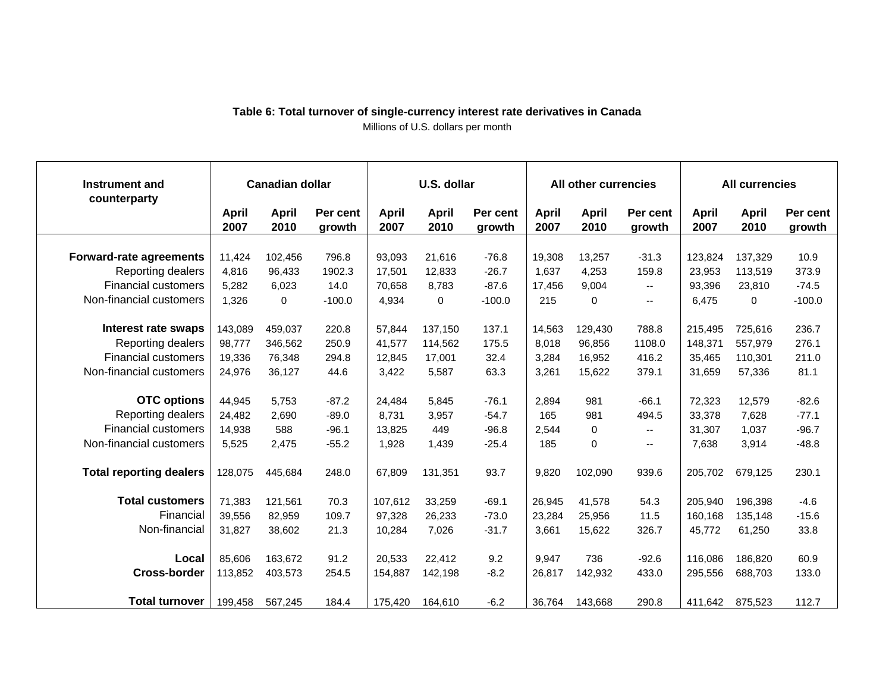**Table 6: Total turnover of single-currency interest rate derivatives in Canada**

Millions of U.S. dollars per month

| Instrument and counterparty | Canadian dollar | | | U.S. dollar | | | All other currencies | | | All currencies | | |
|---|---|---|---|---|---|---|---|---|---|---|---|---|
| | April 2007 | April 2010 | Per cent growth | April 2007 | April 2010 | Per cent growth | April 2007 | April 2010 | Per cent growth | April 2007 | April 2010 | Per cent growth |
| **Forward-rate agreements** | 11,424 | 102,456 | 796.8 | 93,093 | 21,616 | -76.8 | 19,308 | 13,257 | -31.3 | 123,824 | 137,329 | 10.9 |
| Reporting dealers | 4,816 | 96,433 | 1902.3 | 17,501 | 12,833 | -26.7 | 1,637 | 4,253 | 159.8 | 23,953 | 113,519 | 373.9 |
| Financial customers | 5,282 | 6,023 | 14.0 | 70,658 | 8,783 | -87.6 | 17,456 | 9,004 | -- | 93,396 | 23,810 | -74.5 |
| Non-financial customers | 1,326 | 0 | -100.0 | 4,934 | 0 | -100.0 | 215 | 0 | -- | 6,475 | 0 | -100.0 |
| **Interest rate swaps** | 143,089 | 459,037 | 220.8 | 57,844 | 137,150 | 137.1 | 14,563 | 129,430 | 788.8 | 215,495 | 725,616 | 236.7 |
| Reporting dealers | 98,777 | 346,562 | 250.9 | 41,577 | 114,562 | 175.5 | 8,018 | 96,856 | 1108.0 | 148,371 | 557,979 | 276.1 |
| Financial customers | 19,336 | 76,348 | 294.8 | 12,845 | 17,001 | 32.4 | 3,284 | 16,952 | 416.2 | 35,465 | 110,301 | 211.0 |
| Non-financial customers | 24,976 | 36,127 | 44.6 | 3,422 | 5,587 | 63.3 | 3,261 | 15,622 | 379.1 | 31,659 | 57,336 | 81.1 |
| **OTC options** | 44,945 | 5,753 | -87.2 | 24,484 | 5,845 | -76.1 | 2,894 | 981 | -66.1 | 72,323 | 12,579 | -82.6 |
| Reporting dealers | 24,482 | 2,690 | -89.0 | 8,731 | 3,957 | -54.7 | 165 | 981 | 494.5 | 33,378 | 7,628 | -77.1 |
| Financial customers | 14,938 | 588 | -96.1 | 13,825 | 449 | -96.8 | 2,544 | 0 | -- | 31,307 | 1,037 | -96.7 |
| Non-financial customers | 5,525 | 2,475 | -55.2 | 1,928 | 1,439 | -25.4 | 185 | 0 | -- | 7,638 | 3,914 | -48.8 |
| **Total reporting dealers** | 128,075 | 445,684 | 248.0 | 67,809 | 131,351 | 93.7 | 9,820 | 102,090 | 939.6 | 205,702 | 679,125 | 230.1 |
| **Total customers** | 71,383 | 121,561 | 70.3 | 107,612 | 33,259 | -69.1 | 26,945 | 41,578 | 54.3 | 205,940 | 196,398 | -4.6 |
| Financial | 39,556 | 82,959 | 109.7 | 97,328 | 26,233 | -73.0 | 23,284 | 25,956 | 11.5 | 160,168 | 135,148 | -15.6 |
| Non-financial | 31,827 | 38,602 | 21.3 | 10,284 | 7,026 | -31.7 | 3,661 | 15,622 | 326.7 | 45,772 | 61,250 | 33.8 |
| **Local** | 85,606 | 163,672 | 91.2 | 20,533 | 22,412 | 9.2 | 9,947 | 736 | -92.6 | 116,086 | 186,820 | 60.9 |
| **Cross-border** | 113,852 | 403,573 | 254.5 | 154,887 | 142,198 | -8.2 | 26,817 | 142,932 | 433.0 | 295,556 | 688,703 | 133.0 |
| **Total turnover** | 199,458 | 567,245 | 184.4 | 175,420 | 164,610 | -6.2 | 36,764 | 143,668 | 290.8 | 411,642 | 875,523 | 112.7 |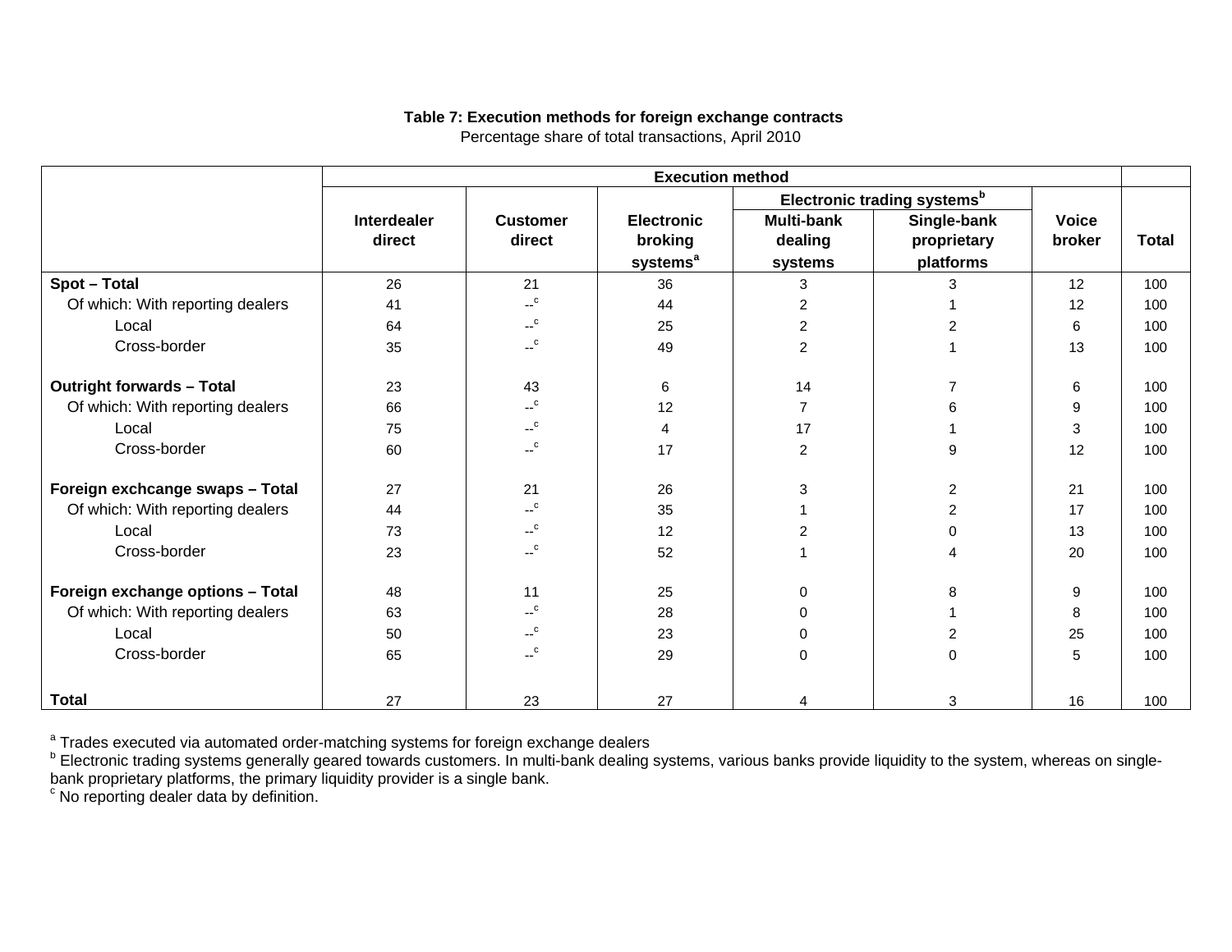**Table 7: Execution methods for foreign exchange contracts**

Percentage share of total transactions, April 2010

| | Execution method | | | | | | |
|---|---|---|---|---|---|---|---|
| | | | | Electronic trading systems[b] | | | |
| | Interdealer direct | Customer direct | Electronic broking systems[a] | Multi-bank dealing systems | Single-bank proprietary platforms | Voice broker | Total |
| **Spot – Total** | 26 | 21 | 36 | 3 | 3 | 12 | 100 |
| Of which: With reporting dealers | 41 | --[c] | 44 | 2 | 1 | 12 | 100 |
| Local | 64 | --[c] | 25 | 2 | 2 | 6 | 100 |
| Cross-border | 35 | --[c] | 49 | 2 | 1 | 13 | 100 |
| **Outright forwards – Total** | 23 | 43 | 6 | 14 | 7 | 6 | 100 |
| Of which: With reporting dealers | 66 | --[c] | 12 | 7 | 6 | 9 | 100 |
| Local | 75 | --[c] | 4 | 17 | 1 | 3 | 100 |
| Cross-border | 60 | --[c] | 17 | 2 | 9 | 12 | 100 |
| **Foreign exchcange swaps – Total** | 27 | 21 | 26 | 3 | 2 | 21 | 100 |
| Of which: With reporting dealers | 44 | --[c] | 35 | 1 | 2 | 17 | 100 |
| Local | 73 | --[c] | 12 | 2 | 0 | 13 | 100 |
| Cross-border | 23 | --[c] | 52 | 1 | 4 | 20 | 100 |
| **Foreign exchange options – Total** | 48 | 11 | 25 | 0 | 8 | 9 | 100 |
| Of which: With reporting dealers | 63 | --[c] | 28 | 0 | 1 | 8 | 100 |
| Local | 50 | --[c] | 23 | 0 | 2 | 25 | 100 |
| Cross-border | 65 | --[c] | 29 | 0 | 0 | 5 | 100 |
| **Total** | 27 | 23 | 27 | 4 | 3 | 16 | 100 |

[a] Trades executed via automated order-matching systems for foreign exchange dealers
[b] Electronic trading systems generally geared towards customers. In multi-bank dealing systems, various banks provide liquidity to the system, whereas on single-bank proprietary platforms, the primary liquidity provider is a single bank.
[c] No reporting dealer data by definition.